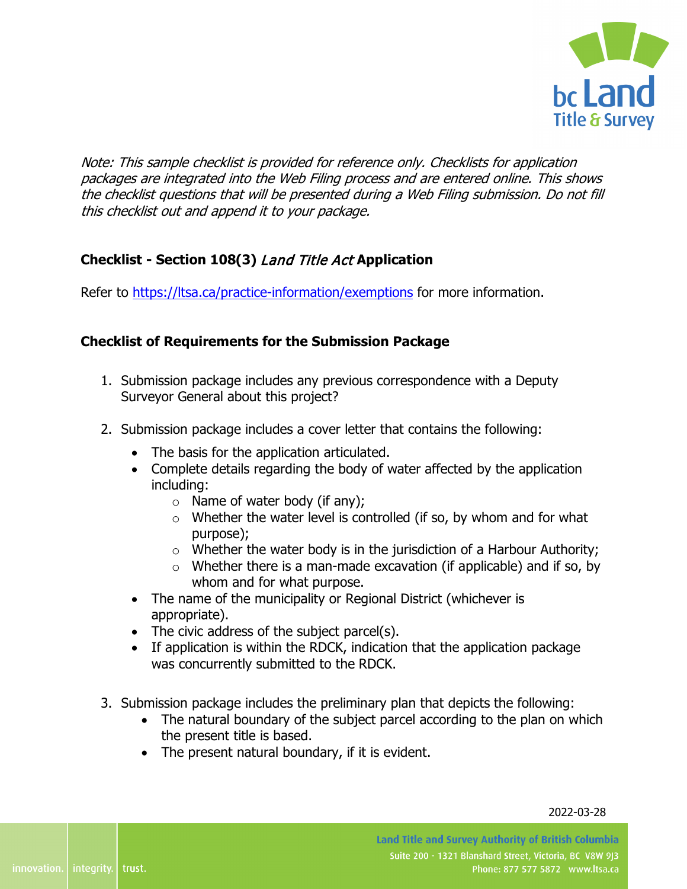*Note: This sample checklist is provided for reference only. Checklists for application packages are integrated into the Web Filing process and are entered online. This shows the checklist questions that will be presented during a Web Filing submission. Do not fill this checklist out and append it to your package.*

## Checklist - Section 108(3) *Land Title Act* Application

Refer to [https://ltsa.ca/practice-information/exemptions](https://ltsa.ca/practice-information/exemptions) for more information.

### Checklist of Requirements for the Submission Package

1. Submission package includes any previous correspondence with a Deputy Surveyor General about this project?

2. Submission package includes a cover letter that contains the following:
   - The basis for the application articulated.
   - Complete details regarding the body of water affected by the application including:
     - Name of water body (if any);
     - Whether the water level is controlled (if so, by whom and for what purpose);
     - Whether the water body is in the jurisdiction of a Harbour Authority;
     - Whether there is a man-made excavation (if applicable) and if so, by whom and for what purpose.
   - The name of the municipality or Regional District (whichever is appropriate).
   - The civic address of the subject parcel(s).
   - If application is within the RDCK, indication that the application package was concurrently submitted to the RDCK.

3. Submission package includes the preliminary plan that depicts the following:
   - The natural boundary of the subject parcel according to the plan on which the present title is based.
   - The present natural boundary, if it is evident.

2022-03-28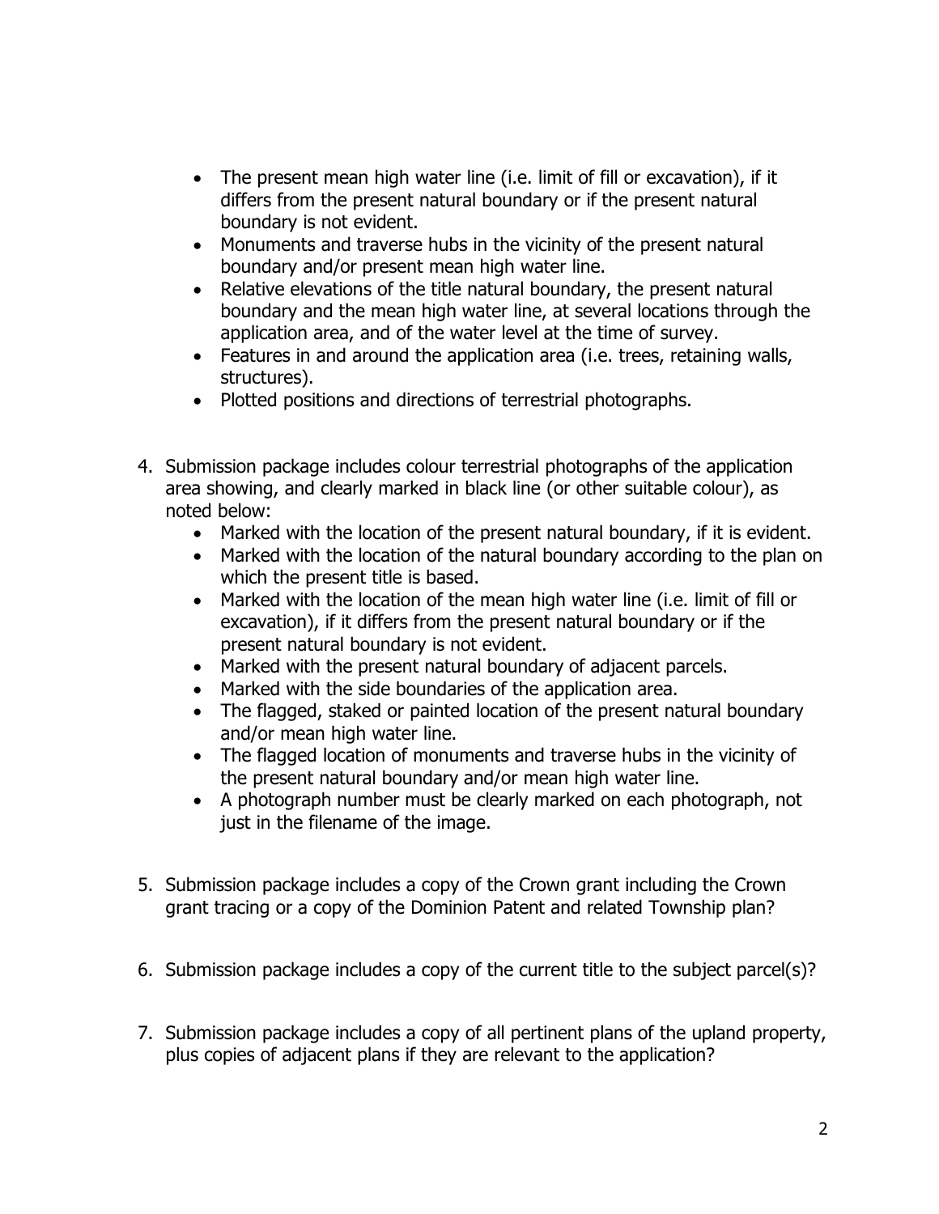- The present mean high water line (i.e. limit of fill or excavation), if it differs from the present natural boundary or if the present natural boundary is not evident.
- Monuments and traverse hubs in the vicinity of the present natural boundary and/or present mean high water line.
- Relative elevations of the title natural boundary, the present natural boundary and the mean high water line, at several locations through the application area, and of the water level at the time of survey.
- Features in and around the application area (i.e. trees, retaining walls, structures).
- Plotted positions and directions of terrestrial photographs.

4. Submission package includes colour terrestrial photographs of the application area showing, and clearly marked in black line (or other suitable colour), as noted below:
   - Marked with the location of the present natural boundary, if it is evident.
   - Marked with the location of the natural boundary according to the plan on which the present title is based.
   - Marked with the location of the mean high water line (i.e. limit of fill or excavation), if it differs from the present natural boundary or if the present natural boundary is not evident.
   - Marked with the present natural boundary of adjacent parcels.
   - Marked with the side boundaries of the application area.
   - The flagged, staked or painted location of the present natural boundary and/or mean high water line.
   - The flagged location of monuments and traverse hubs in the vicinity of the present natural boundary and/or mean high water line.
   - A photograph number must be clearly marked on each photograph, not just in the filename of the image.

5. Submission package includes a copy of the Crown grant including the Crown grant tracing or a copy of the Dominion Patent and related Township plan?

6. Submission package includes a copy of the current title to the subject parcel(s)?

7. Submission package includes a copy of all pertinent plans of the upland property, plus copies of adjacent plans if they are relevant to the application?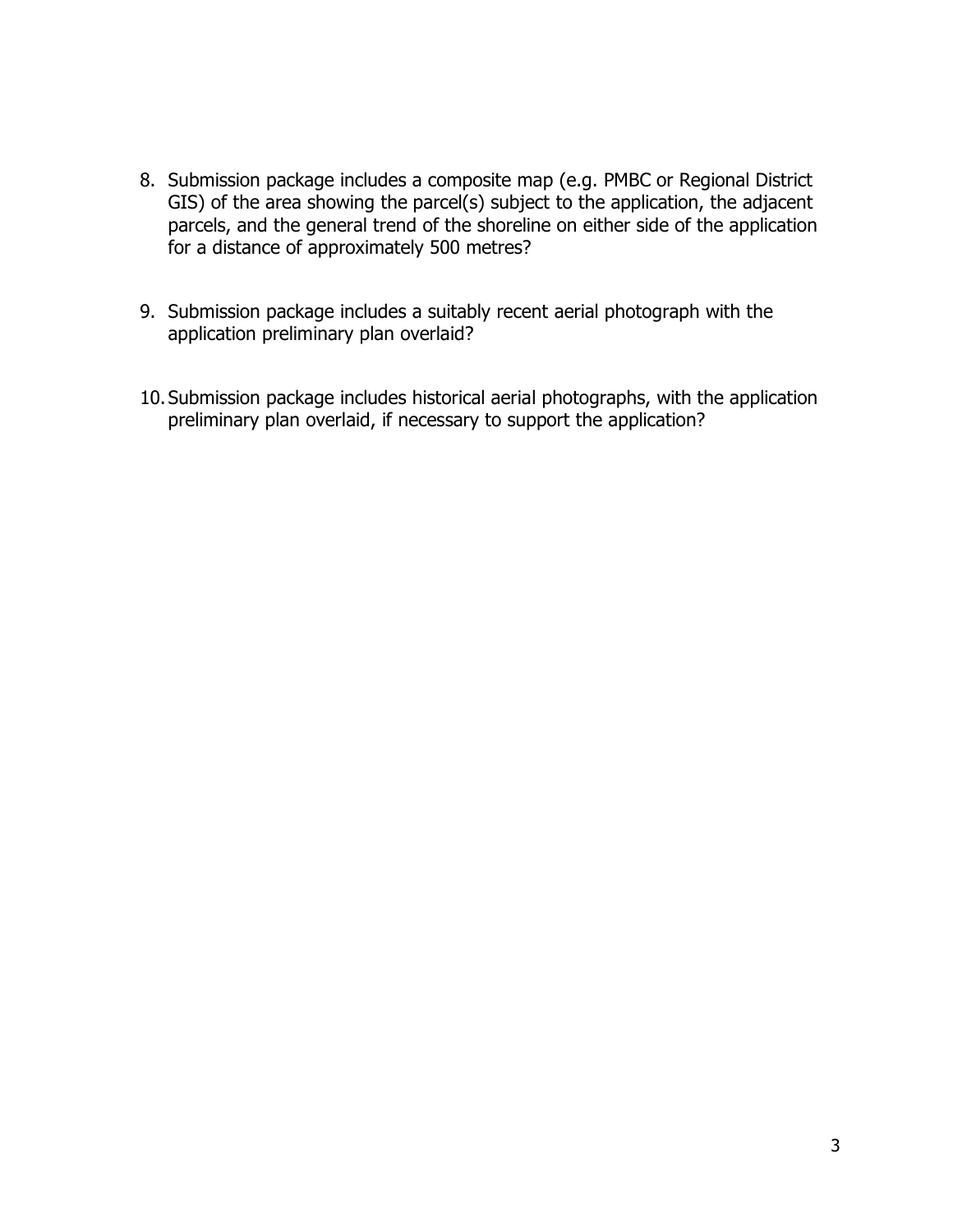8. Submission package includes a composite map (e.g. PMBC or Regional District GIS) of the area showing the parcel(s) subject to the application, the adjacent parcels, and the general trend of the shoreline on either side of the application for a distance of approximately 500 metres?

9. Submission package includes a suitably recent aerial photograph with the application preliminary plan overlaid?

10. Submission package includes historical aerial photographs, with the application preliminary plan overlaid, if necessary to support the application?